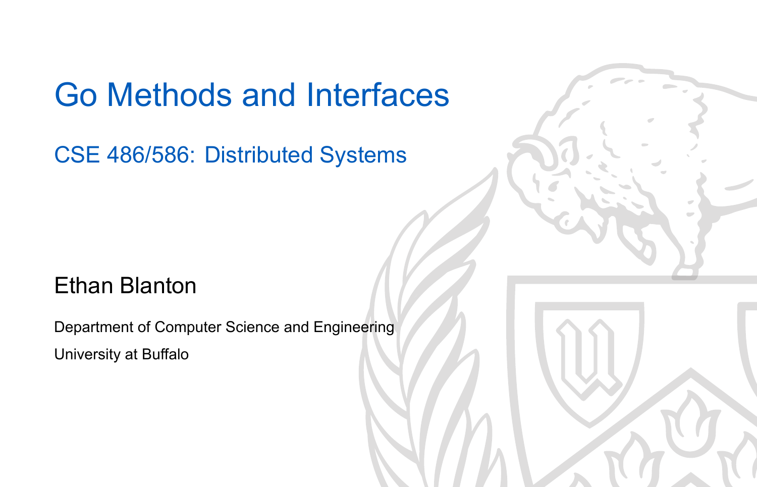# Go Methods and Interfaces

## CSE 486/586: Distributed Systems

Ethan Blanton

Department of Computer Science and Engineering

University at Buffalo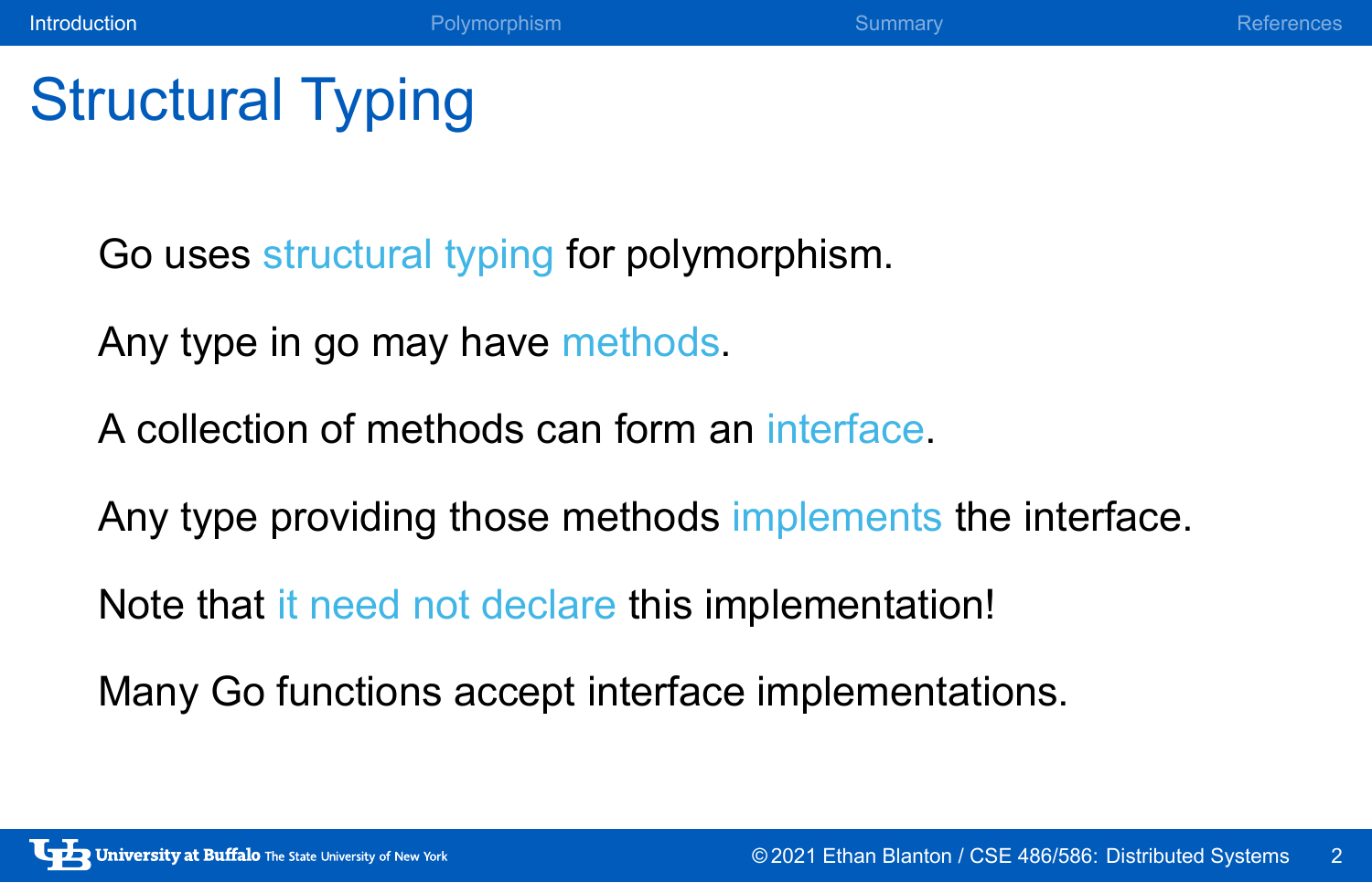# Structural Typing

Go uses structural typing for polymorphism.

Any type in go may have methods.

A collection of methods can form an interface.

Any type providing those methods implements the interface.

Note that it need not declare this implementation!

Many Go functions accept interface implementations.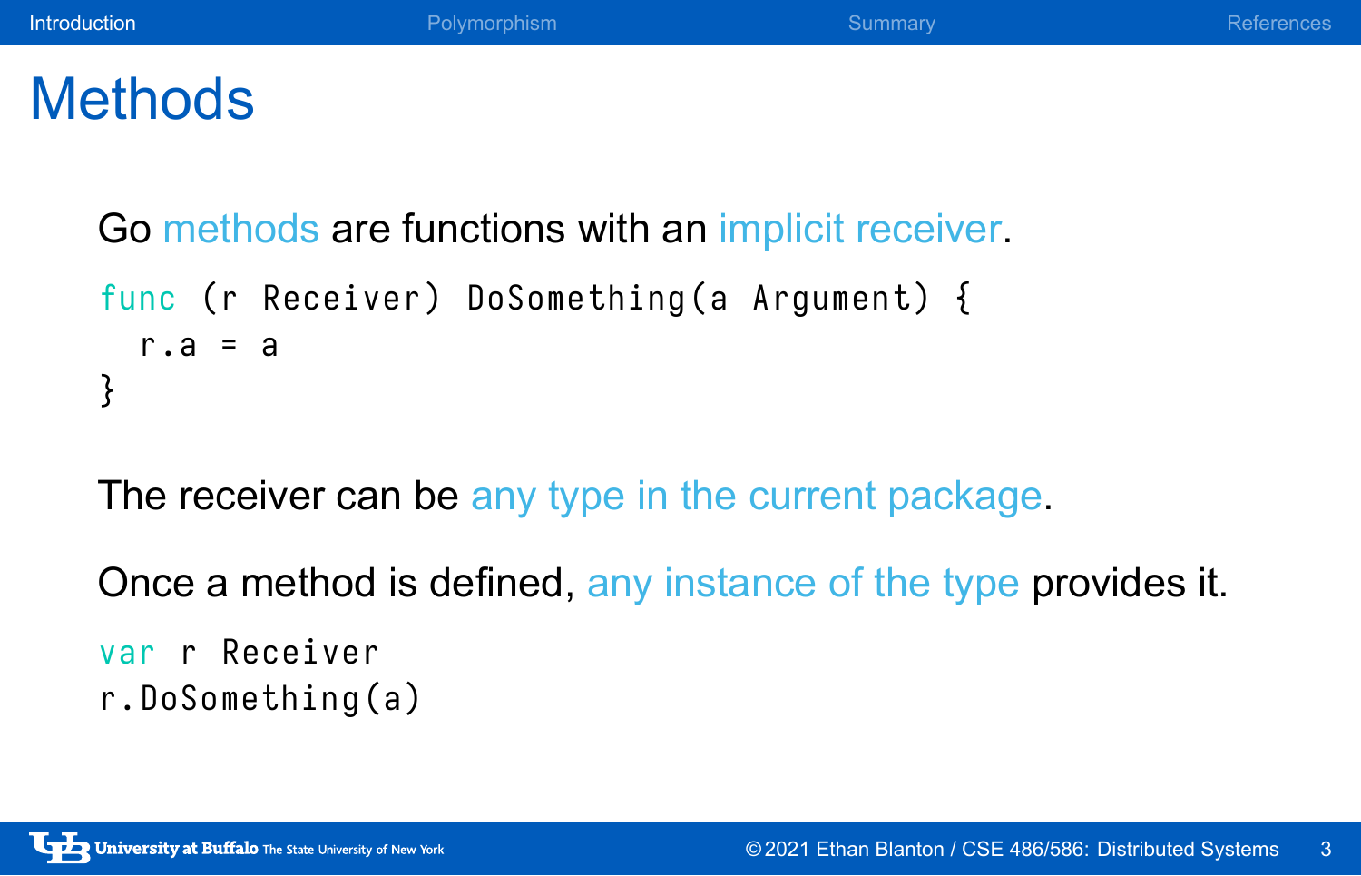# Methods

Go methods are functions with an implicit receiver.

```
func (r Receiver) DoSomething(a Argument) {
  r.a = a
}
```

The receiver can be any type in the current package.

Once a method is defined, any instance of the type provides it.

```
var r Receiver
r.DoSomething(a)
```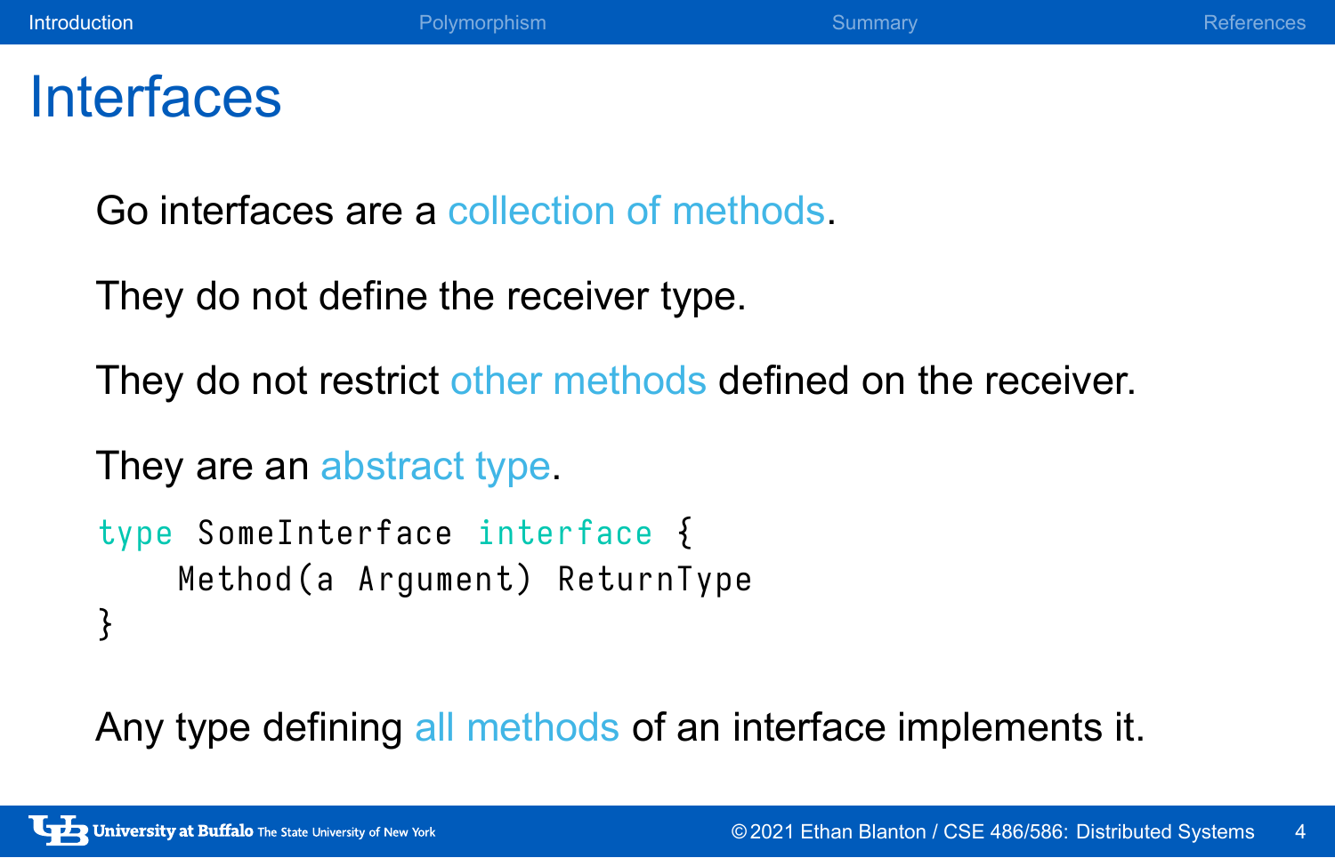# Interfaces

Go interfaces are a collection of methods.

They do not define the receiver type.

They do not restrict other methods defined on the receiver.

They are an abstract type.

```go
type SomeInterface interface {
    Method(a Argument) ReturnType
}
```

Any type defining all methods of an interface implements it.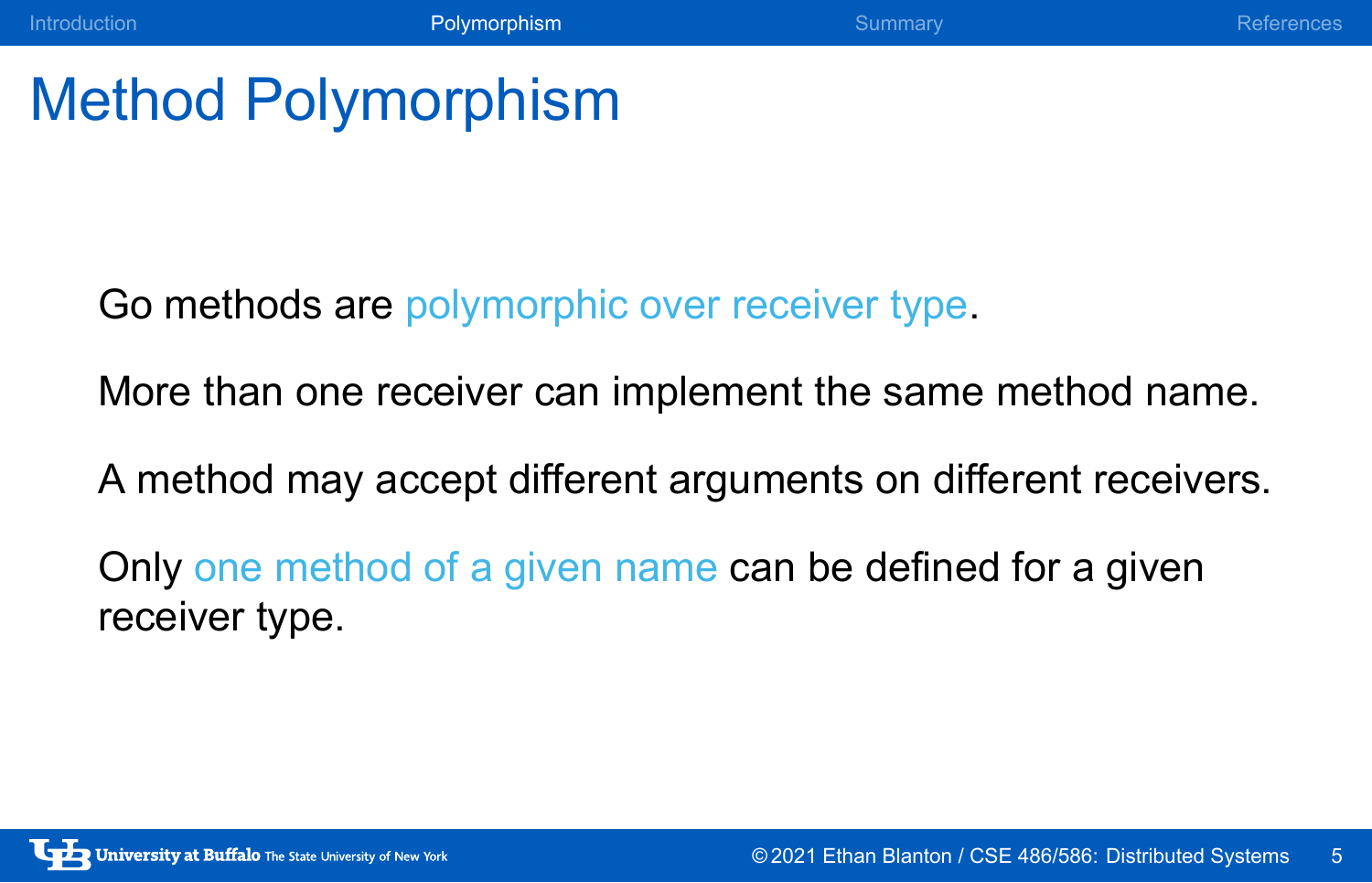# Method Polymorphism

Go methods are polymorphic over receiver type.

More than one receiver can implement the same method name.

A method may accept different arguments on different receivers.

Only one method of a given name can be defined for a given receiver type.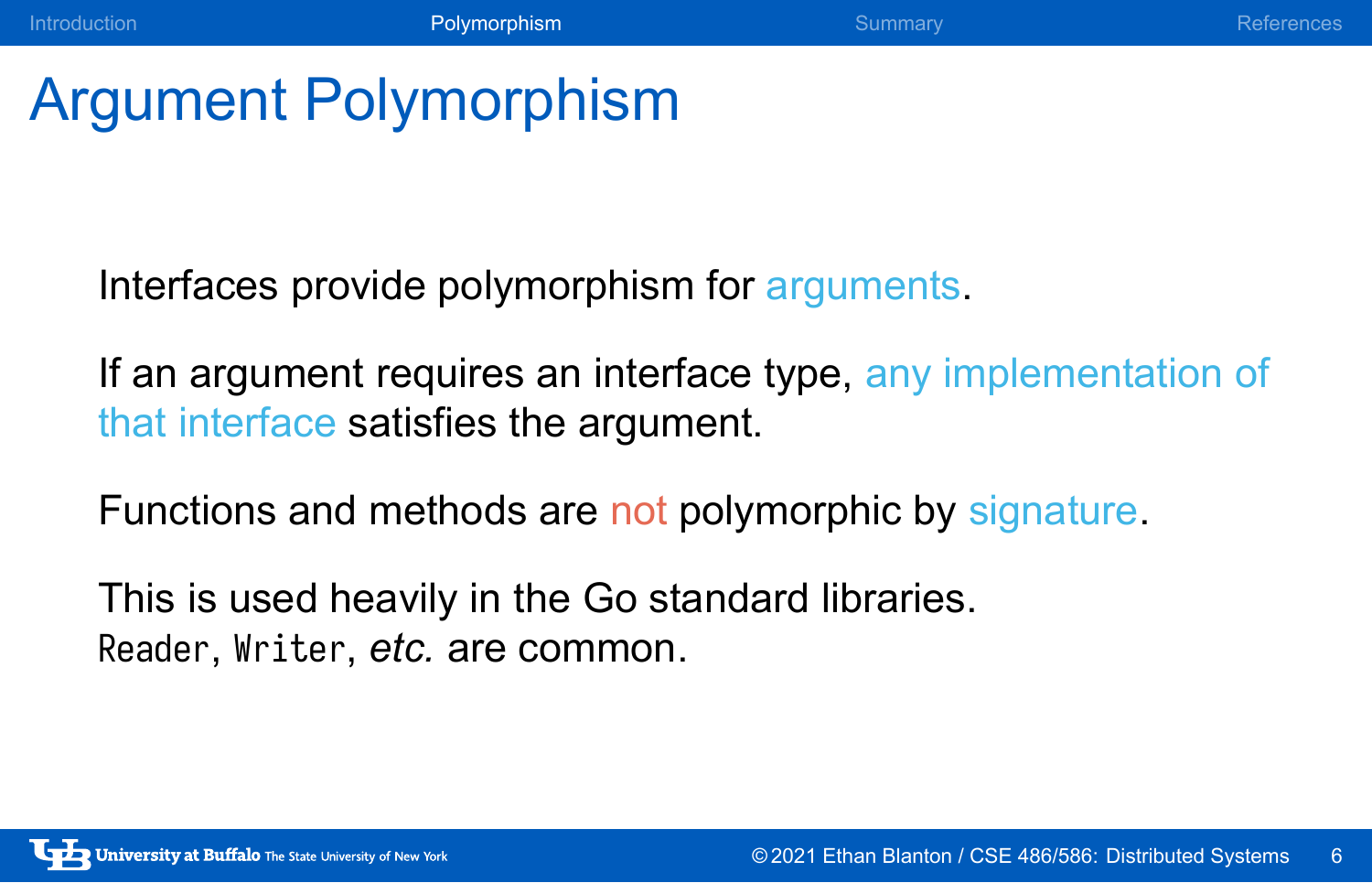# Argument Polymorphism

Interfaces provide polymorphism for arguments.

If an argument requires an interface type, any implementation of that interface satisfies the argument.

Functions and methods are not polymorphic by signature.

This is used heavily in the Go standard libraries.
`Reader`, `Writer`, *etc.* are common.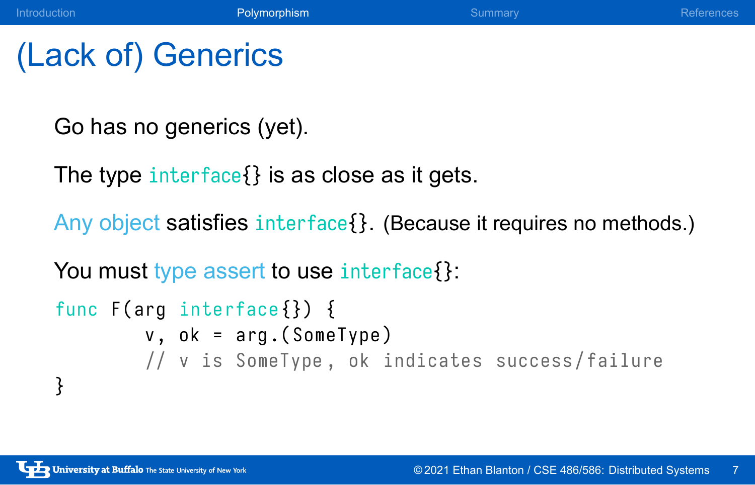# (Lack of) Generics

Go has no generics (yet).

The type `interface{}` is as close as it gets.

Any object satisfies `interface{}`. (Because it requires no methods.)

You must type assert to use `interface{}`:

```
func F(arg interface{}) {
        v, ok = arg.(SomeType)
        // v is SomeType, ok indicates success/failure
}
```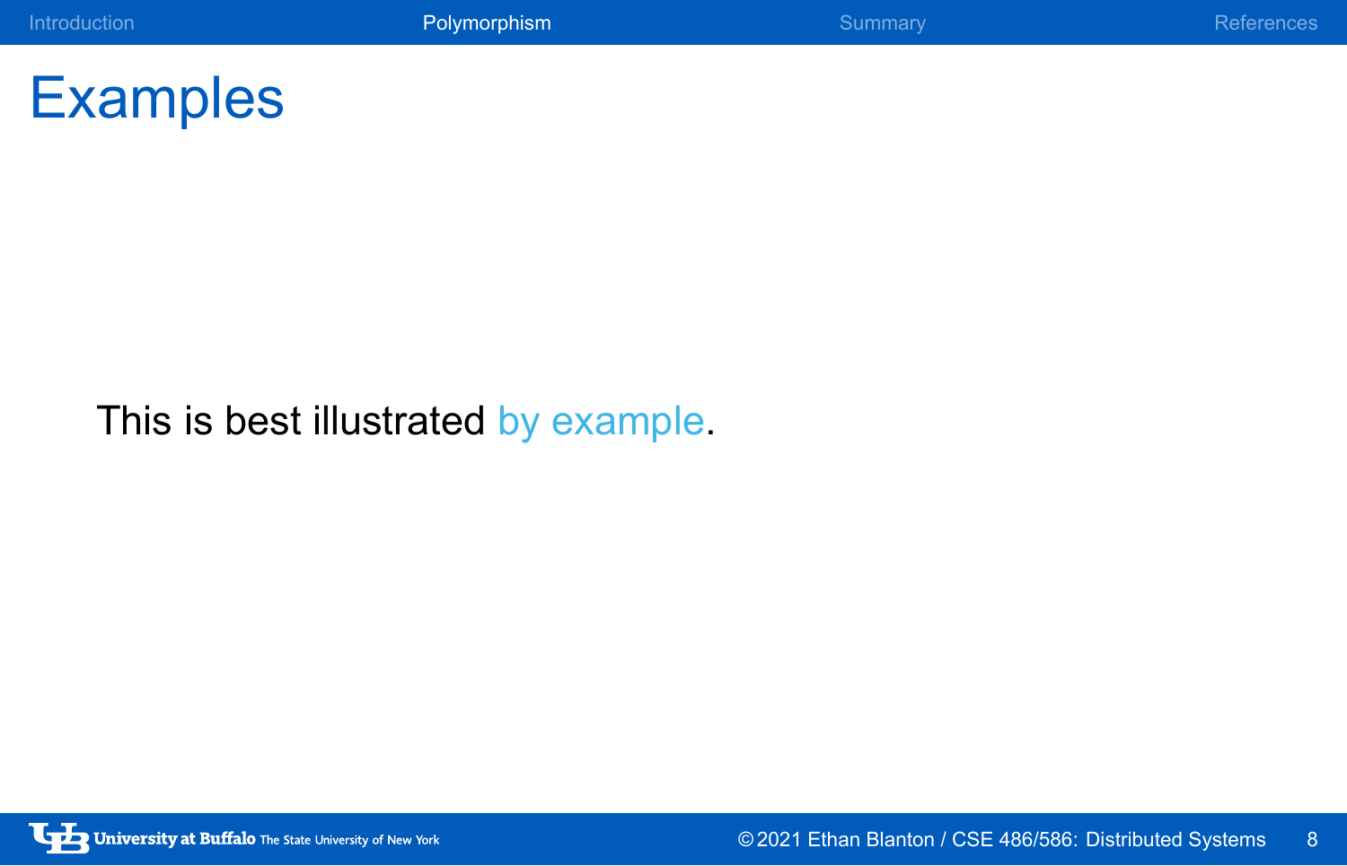# Examples

This is best illustrated by example.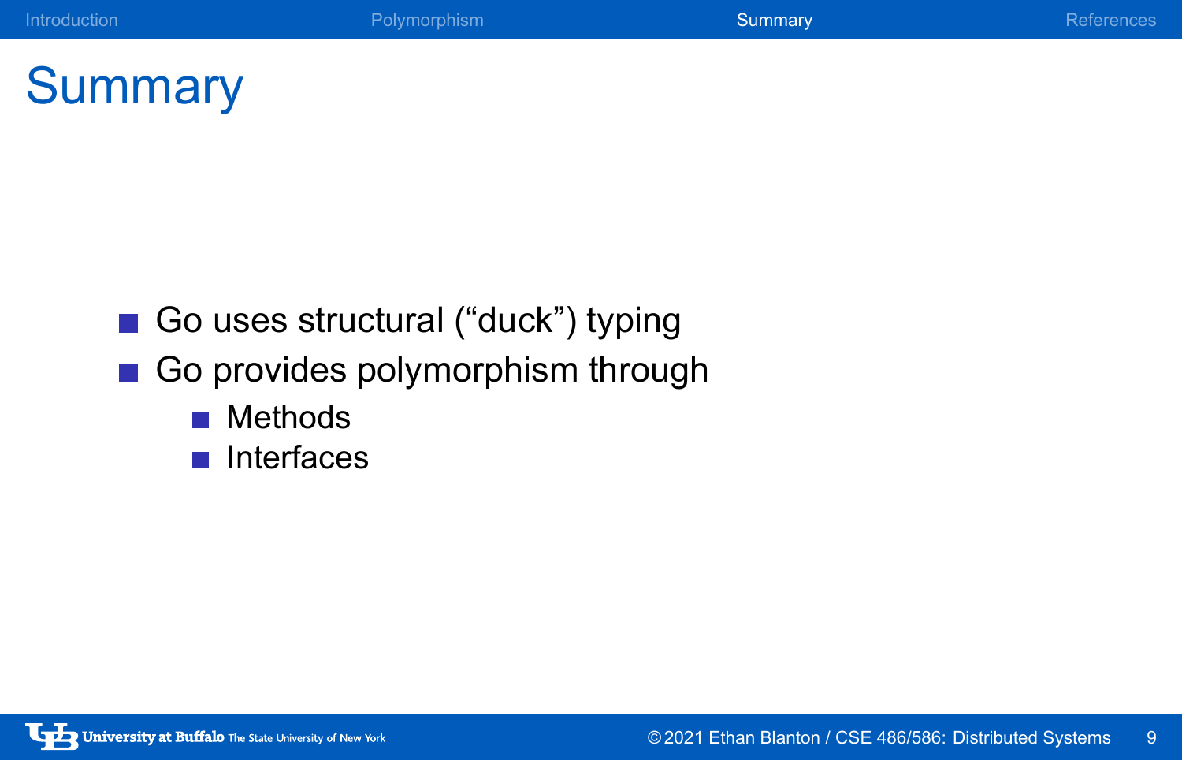# Summary

- Go uses structural (“duck”) typing
- Go provides polymorphism through
  - Methods
  - Interfaces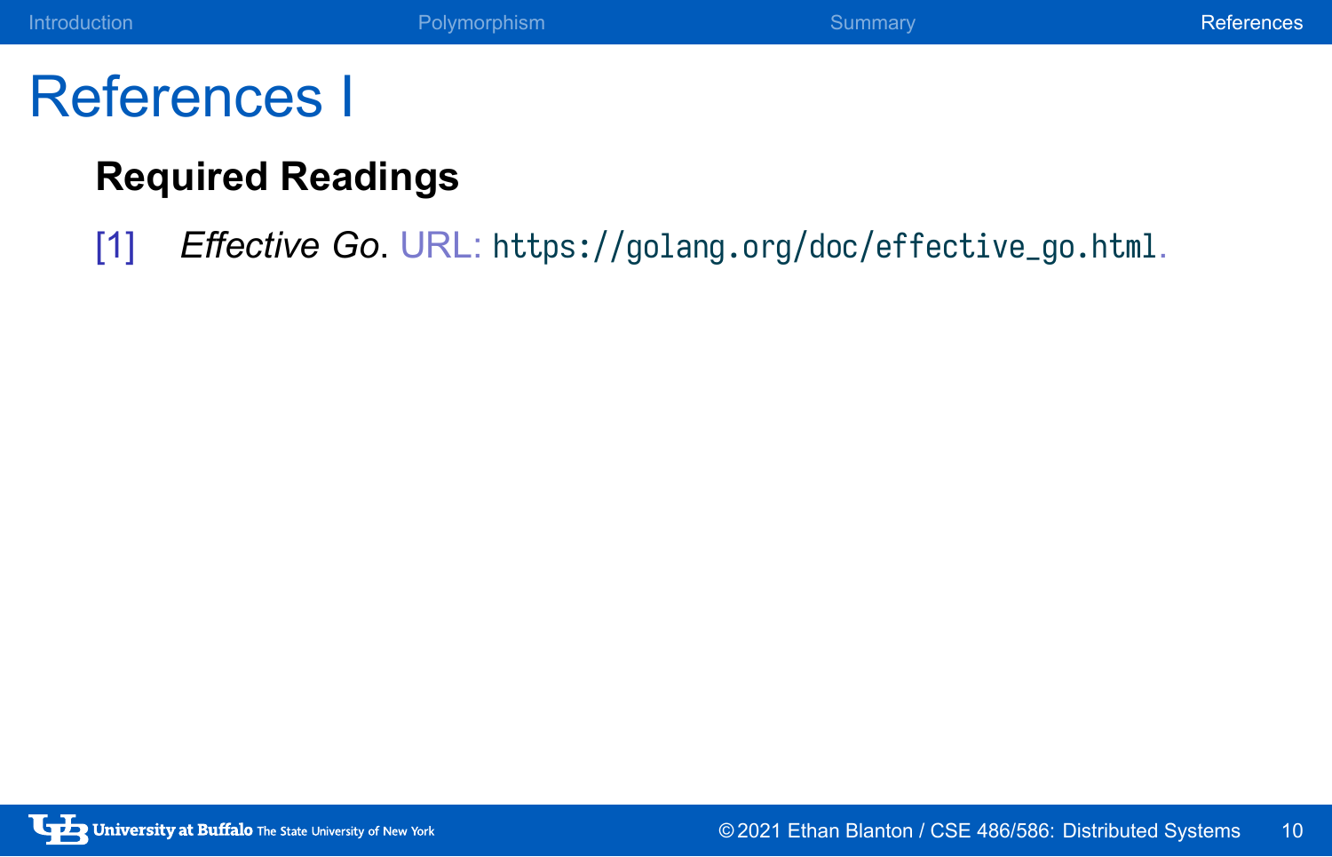# References I

## Required Readings

[1] *Effective Go*. URL: https://golang.org/doc/effective_go.html.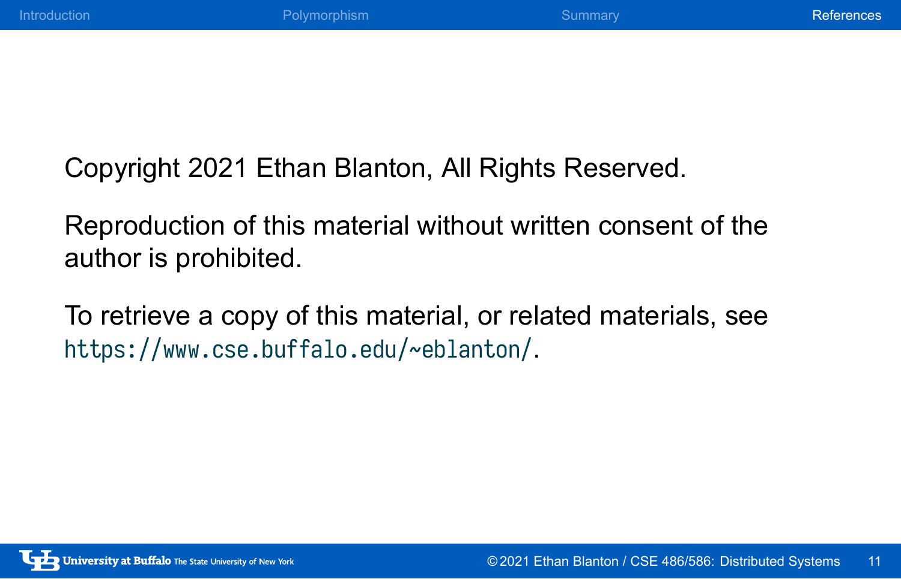Copyright 2021 Ethan Blanton, All Rights Reserved.

Reproduction of this material without written consent of the author is prohibited.

To retrieve a copy of this material, or related materials, see `https://www.cse.buffalo.edu/~eblanton/`.